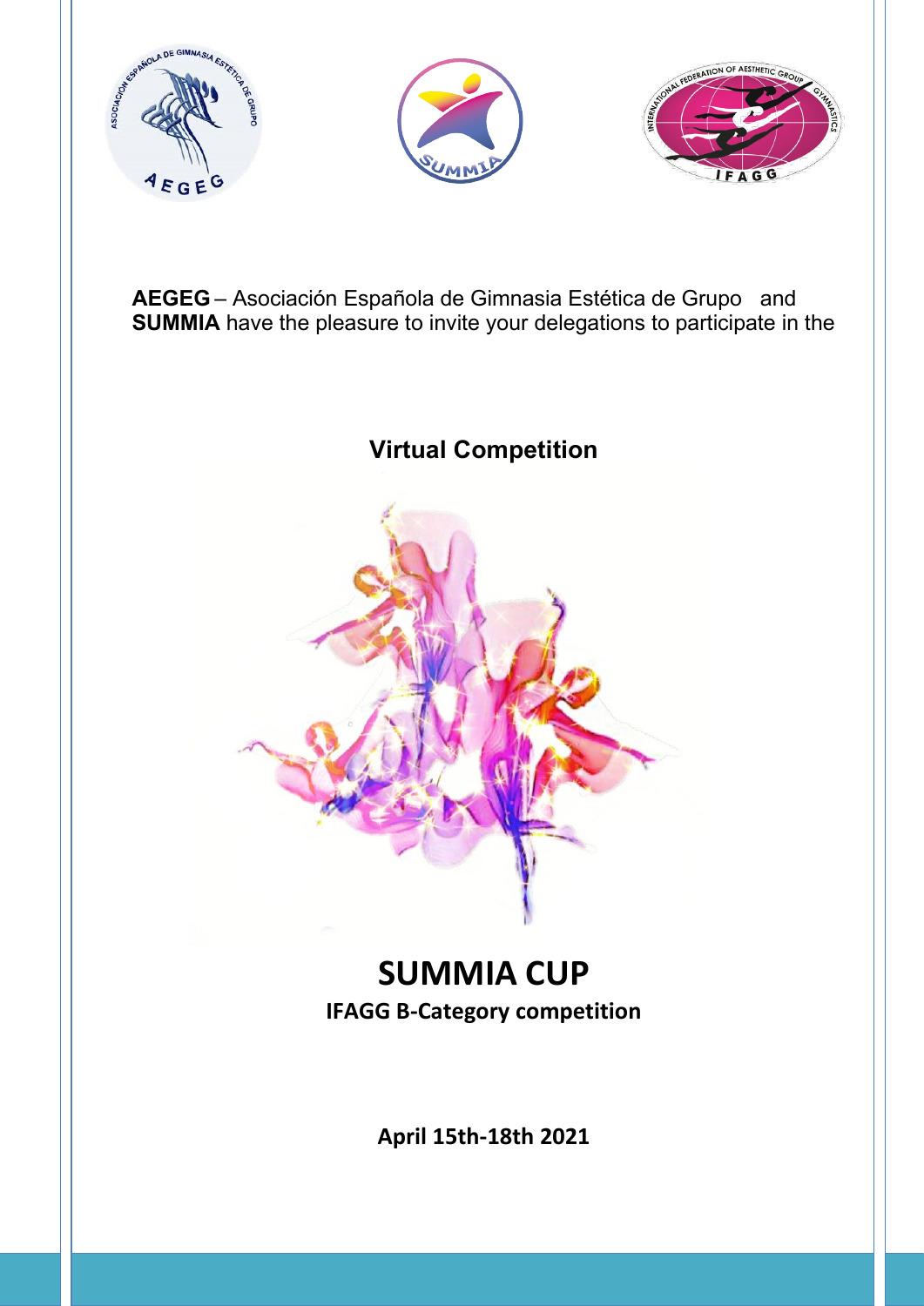**AEGEG** – Asociación Española de Gimnasia Estética de Grupo and **SUMMIA** have the pleasure to invite your delegations to participate in the

**Virtual Competition**

# SUMMIA CUP

**IFAGG B-Category competition**

**April 15th-18th 2021**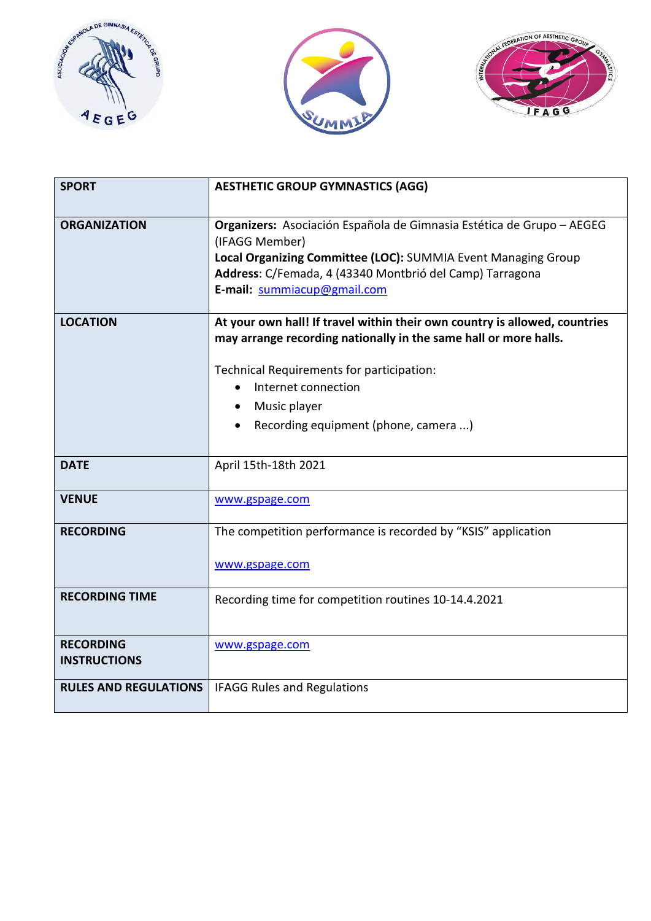| SPORT | AESTHETIC GROUP GYMNASTICS (AGG) |
|---|---|
| ORGANIZATION | **Organizers:** Asociación Española de Gimnasia Estética de Grupo – AEGEG (IFAGG Member)<br>**Local Organizing Committee (LOC):** SUMMIA Event Managing Group<br>**Address**: C/Femada, 4 (43340 Montbrió del Camp) Tarragona<br>**E-mail:** summiacup@gmail.com |
| LOCATION | **At your own hall! If travel within their own country is allowed, countries may arrange recording nationally in the same hall or more halls.**<br><br>Technical Requirements for participation:<br>• Internet connection<br>• Music player<br>• Recording equipment (phone, camera ...) |
| DATE | April 15th-18th 2021 |
| VENUE | www.gspage.com |
| RECORDING | The competition performance is recorded by "KSIS" application<br><br>www.gspage.com |
| RECORDING TIME | Recording time for competition routines 10-14.4.2021 |
| RECORDING INSTRUCTIONS | www.gspage.com |
| RULES AND REGULATIONS | IFAGG Rules and Regulations |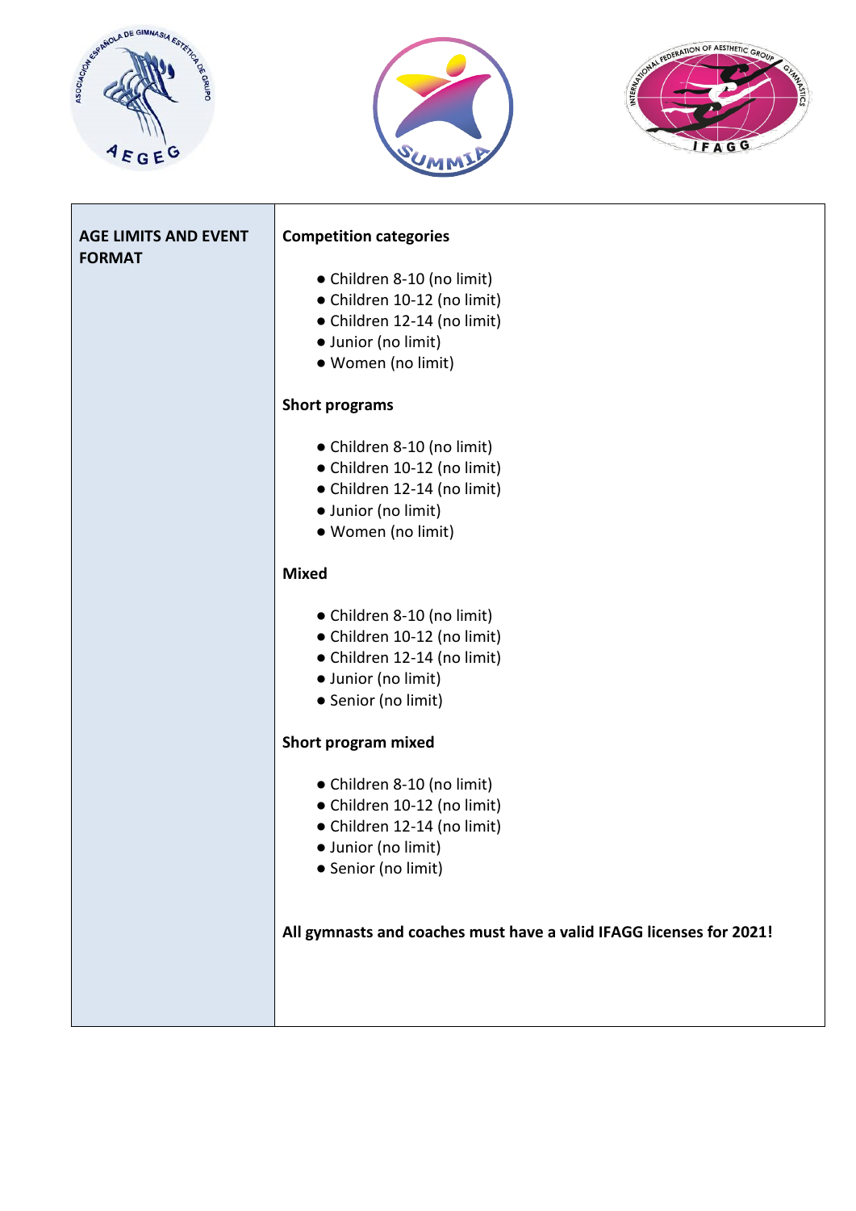| AGE LIMITS AND EVENT FORMAT | **Competition categories**<br><br>● Children 8-10 (no limit)<br>● Children 10-12 (no limit)<br>● Children 12-14 (no limit)<br>● Junior (no limit)<br>● Women (no limit)<br><br>**Short programs**<br><br>● Children 8-10 (no limit)<br>● Children 10-12 (no limit)<br>● Children 12-14 (no limit)<br>● Junior (no limit)<br>● Women (no limit)<br><br>**Mixed**<br><br>● Children 8-10 (no limit)<br>● Children 10-12 (no limit)<br>● Children 12-14 (no limit)<br>● Junior (no limit)<br>● Senior (no limit)<br><br>**Short program mixed**<br><br>● Children 8-10 (no limit)<br>● Children 10-12 (no limit)<br>● Children 12-14 (no limit)<br>● Junior (no limit)<br>● Senior (no limit)<br><br>**All gymnasts and coaches must have a valid IFAGG licenses for 2021!** |
|---|---|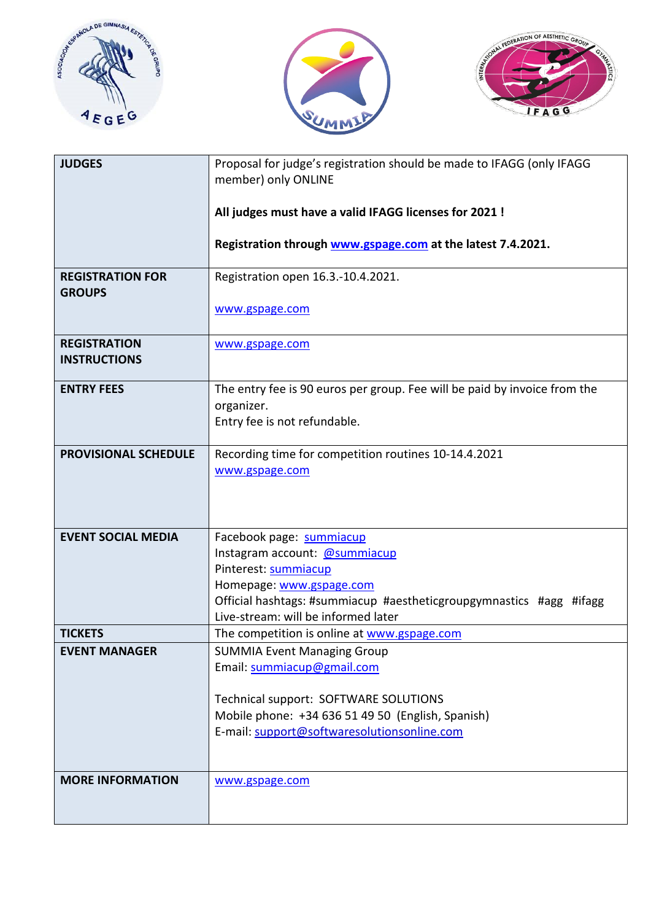| | |
|---|---|
| **JUDGES** | Proposal for judge's registration should be made to IFAGG (only IFAGG member) only ONLINE<br><br>**All judges must have a valid IFAGG licenses for 2021 !**<br><br>**Registration through www.gspage.com at the latest 7.4.2021.** |
| **REGISTRATION FOR GROUPS** | Registration open 16.3.-10.4.2021.<br><br>www.gspage.com |
| **REGISTRATION INSTRUCTIONS** | www.gspage.com |
| **ENTRY FEES** | The entry fee is 90 euros per group. Fee will be paid by invoice from the organizer.<br>Entry fee is not refundable. |
| **PROVISIONAL SCHEDULE** | Recording time for competition routines 10-14.4.2021<br>www.gspage.com |
| **EVENT SOCIAL MEDIA** | Facebook page: summiacup<br>Instagram account: @summiacup<br>Pinterest: summiacup<br>Homepage: www.gspage.com<br>Official hashtags: #summiacup #aestheticgroupgymnastics #agg #ifagg<br>Live-stream: will be informed later |
| **TICKETS** | The competition is online at www.gspage.com |
| **EVENT MANAGER** | SUMMIA Event Managing Group<br>Email: summiacup@gmail.com<br><br>Technical support: SOFTWARE SOLUTIONS<br>Mobile phone: +34 636 51 49 50 (English, Spanish)<br>E-mail: support@softwaresolutionsonline.com |
| **MORE INFORMATION** | www.gspage.com |